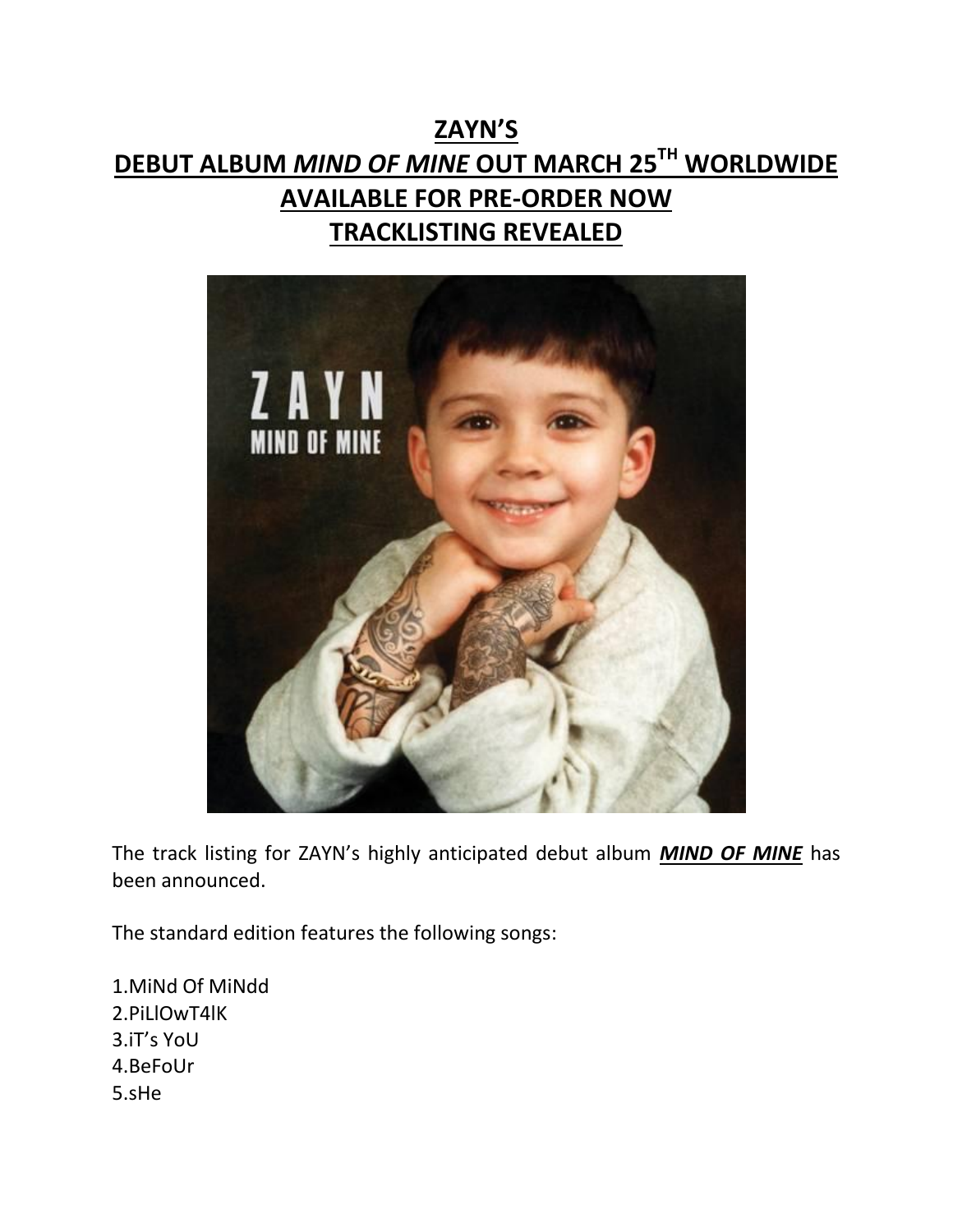# ZAYN'S
# DEBUT ALBUM *MIND OF MINE* OUT MARCH 25TH WORLDWIDE
# AVAILABLE FOR PRE-ORDER NOW
# TRACKLISTING REVEALED

The track listing for ZAYN's highly anticipated debut album ***MIND OF MINE*** has been announced.

The standard edition features the following songs:

1.MiNd Of MiNdd
2.PiLlOwT4lK
3.iT's YoU
4.BeFoUr
5.sHe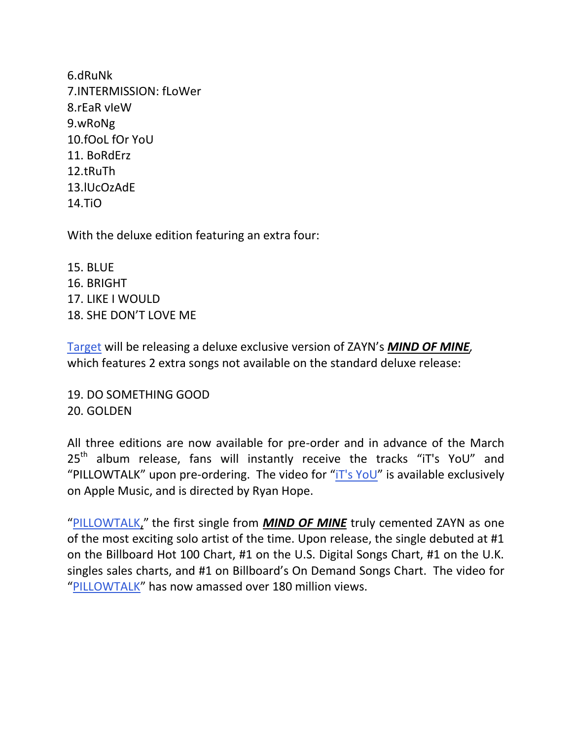6.dRuNk
7.INTERMISSION: fLoWer
8.rEaR vIeW
9.wRoNg
10.fOoL fOr YoU
11. BoRdErz
12.tRuTh
13.lUcOzAdE
14.TiO

With the deluxe edition featuring an extra four:

15. BLUE
16. BRIGHT
17. LIKE I WOULD
18. SHE DON'T LOVE ME

Target will be releasing a deluxe exclusive version of ZAYN's ***MIND OF MINE***, which features 2 extra songs not available on the standard deluxe release:

19. DO SOMETHING GOOD
20. GOLDEN

All three editions are now available for pre-order and in advance of the March 25th album release, fans will instantly receive the tracks "iT's YoU" and "PILLOWTALK" upon pre-ordering. The video for "iT's YoU" is available exclusively on Apple Music, and is directed by Ryan Hope.

"PILLOWTALK," the first single from ***MIND OF MINE*** truly cemented ZAYN as one of the most exciting solo artist of the time. Upon release, the single debuted at #1 on the Billboard Hot 100 Chart, #1 on the U.S. Digital Songs Chart, #1 on the U.K. singles sales charts, and #1 on Billboard's On Demand Songs Chart. The video for "PILLOWTALK" has now amassed over 180 million views.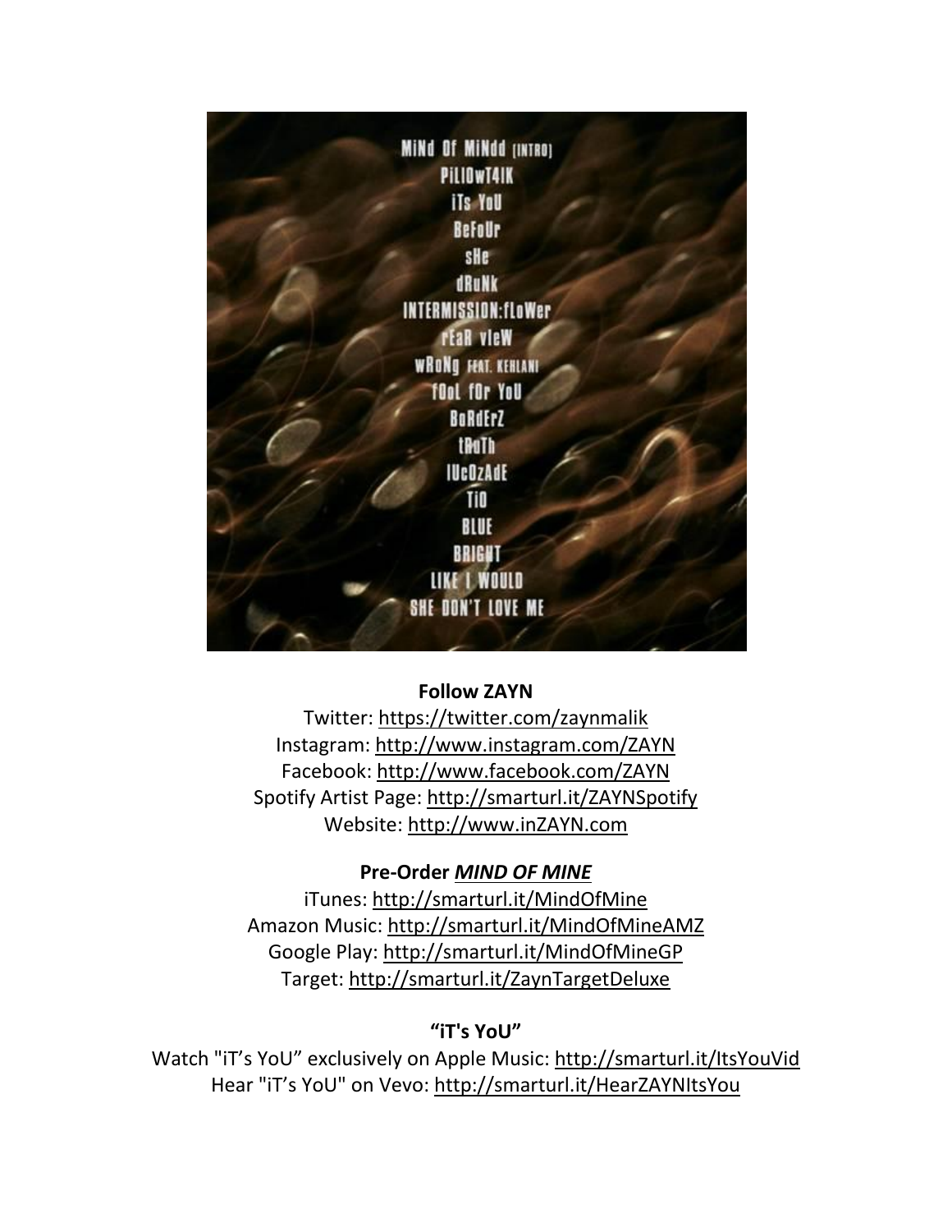MiNd Of MiNdd [INTRO]
PiLlOwT4lK
iTs YoU
BeFoUr
sHe
dRuNk
INTERMISSION:fLoWer
rEaR vIeW
wRoNg FEAT. KEHLANI
fOoL fOr YoU
BoRdErZ
tRuTh
lUcOzAdE
TiO
BLUE
BRIGHT
LIKE I WOULD
SHE DON'T LOVE ME

**Follow ZAYN**

Twitter: https://twitter.com/zaynmalik
Instagram: http://www.instagram.com/ZAYN
Facebook: http://www.facebook.com/ZAYN
Spotify Artist Page: http://smarturl.it/ZAYNSpotify
Website: http://www.inZAYN.com

**Pre-Order *MIND OF MINE***

iTunes: http://smarturl.it/MindOfMine
Amazon Music: http://smarturl.it/MindOfMineAMZ
Google Play: http://smarturl.it/MindOfMineGP
Target: http://smarturl.it/ZaynTargetDeluxe

**"iT's YoU"**

Watch "iT's YoU" exclusively on Apple Music: http://smarturl.it/ItsYouVid
Hear "iT's YoU" on Vevo: http://smarturl.it/HearZAYNItsYou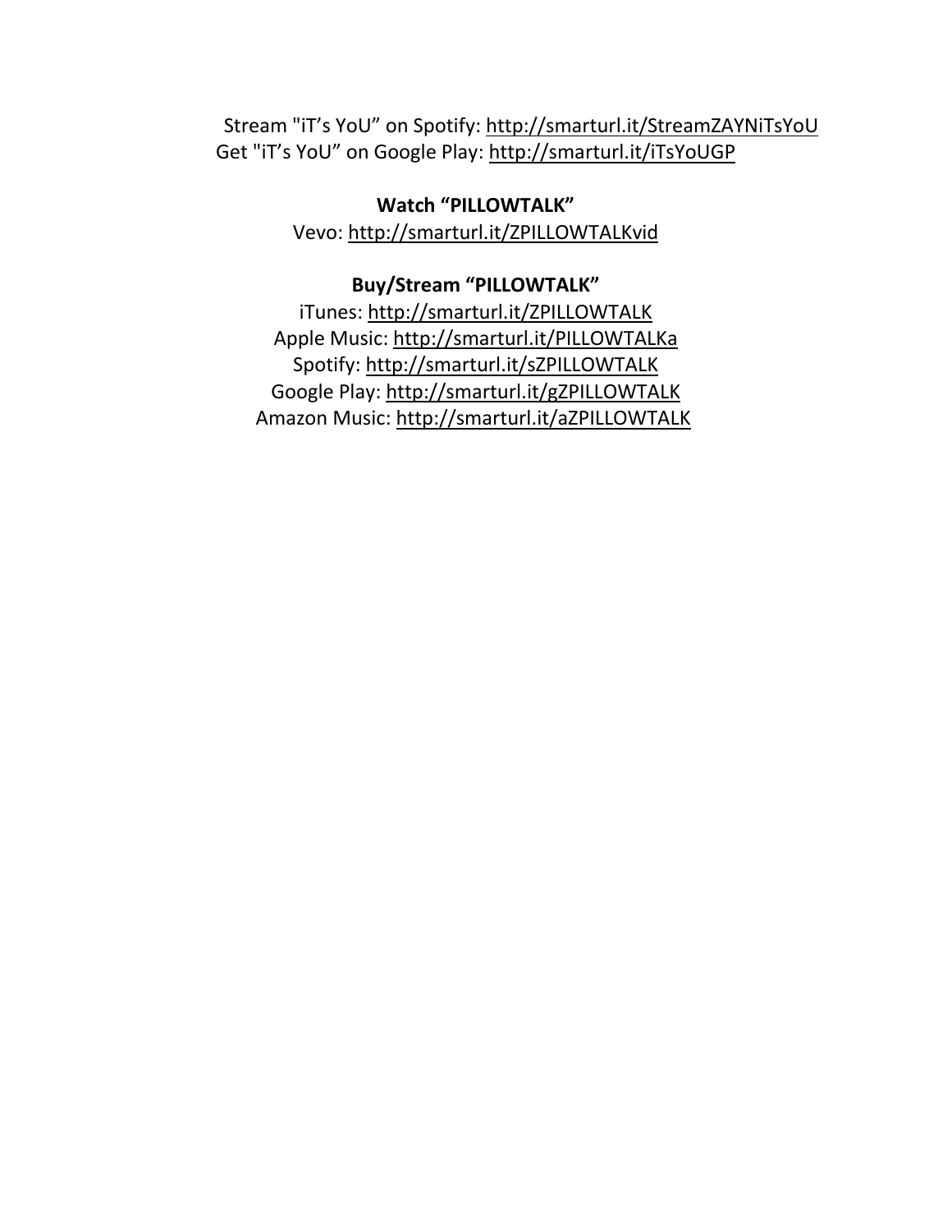Stream "iT's YoU" on Spotify: http://smarturl.it/StreamZAYNiTsYoU
Get "iT's YoU" on Google Play: http://smarturl.it/iTsYoUGP

**Watch "PILLOWTALK"**
Vevo: http://smarturl.it/ZPILLOWTALKvid

**Buy/Stream "PILLOWTALK"**
iTunes: http://smarturl.it/ZPILLOWTALK
Apple Music: http://smarturl.it/PILLOWTALKa
Spotify: http://smarturl.it/sZPILLOWTALK
Google Play: http://smarturl.it/gZPILLOWTALK
Amazon Music: http://smarturl.it/aZPILLOWTALK